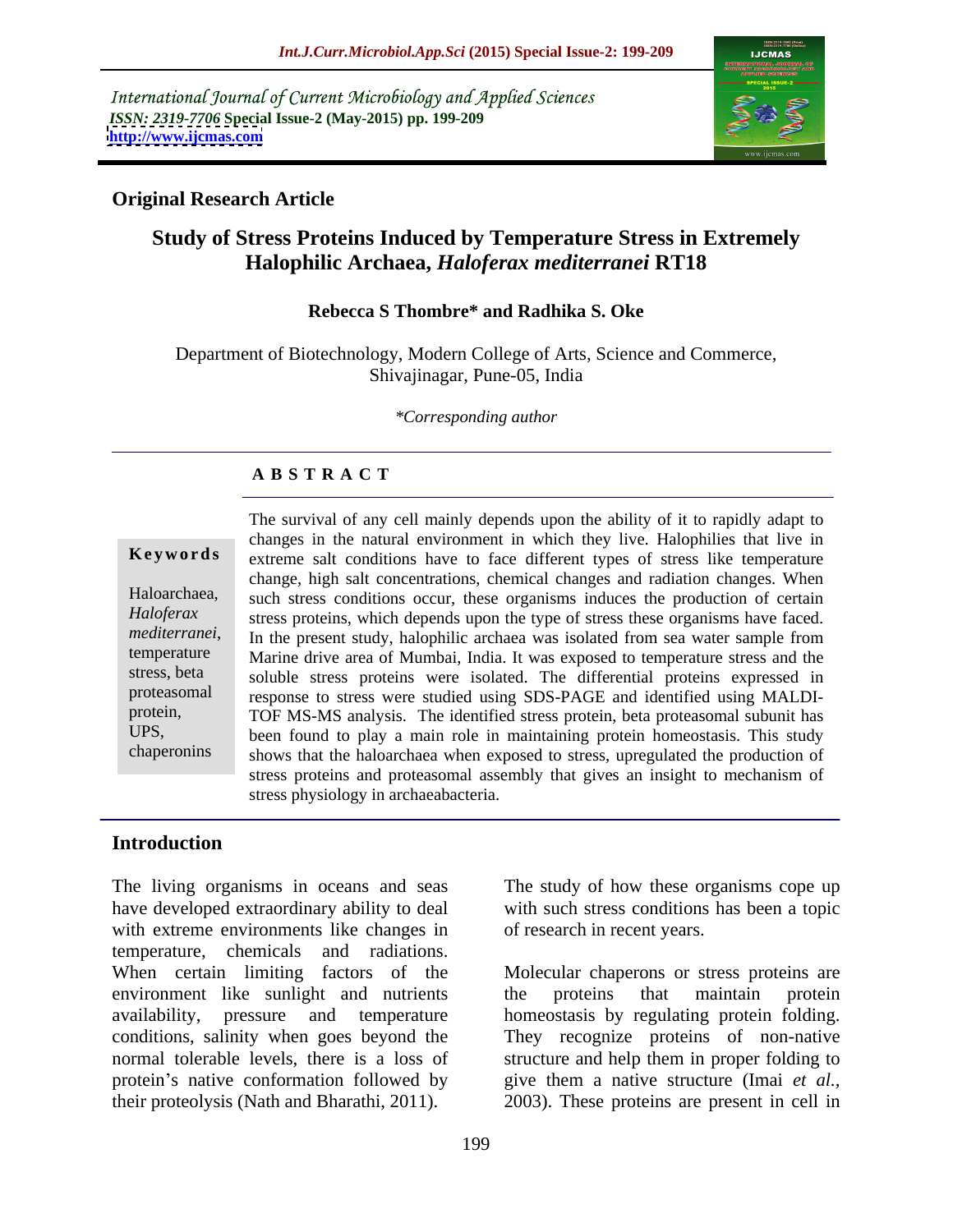International Journal of Current Microbiology and Applied Sciences
*ISSN: 2319-7706* **Special Issue-2 (May-2015) pp. 199-209**
**http://www.ijcmas.com**

**Original Research Article**

# Study of Stress Proteins Induced by Temperature Stress in Extremely Halophilic Archaea, *Haloferax mediterranei* RT18

**Rebecca S Thombre\* and Radhika S. Oke**

Department of Biotechnology, Modern College of Arts, Science and Commerce, Shivajinagar, Pune-05, India

*\*Corresponding author*

## A B S T R A C T

**Keywords**

Haloarchaea, *Haloferax mediterranei*, temperature stress, beta proteasomal protein, UPS, chaperonins

The survival of any cell mainly depends upon the ability of it to rapidly adapt to changes in the natural environment in which they live. Halophilies that live in extreme salt conditions have to face different types of stress like temperature change, high salt concentrations, chemical changes and radiation changes. When such stress conditions occur, these organisms induces the production of certain stress proteins, which depends upon the type of stress these organisms have faced. In the present study, halophilic archaea was isolated from sea water sample from Marine drive area of Mumbai, India. It was exposed to temperature stress and the soluble stress proteins were isolated. The differential proteins expressed in response to stress were studied using SDS-PAGE and identified using MALDI-TOF MS-MS analysis. The identified stress protein, beta proteasomal subunit has been found to play a main role in maintaining protein homeostasis. This study shows that the haloarchaea when exposed to stress, upregulated the production of stress proteins and proteasomal assembly that gives an insight to mechanism of stress physiology in archaeabacteria.

## Introduction

The living organisms in oceans and seas have developed extraordinary ability to deal with extreme environments like changes in temperature, chemicals and radiations. When certain limiting factors of the environment like sunlight and nutrients availability, pressure and temperature conditions, salinity when goes beyond the normal tolerable levels, there is a loss of protein's native conformation followed by their proteolysis (Nath and Bharathi, 2011).

The study of how these organisms cope up with such stress conditions has been a topic of research in recent years.

Molecular chaperons or stress proteins are the proteins that maintain protein homeostasis by regulating protein folding. They recognize proteins of non-native structure and help them in proper folding to give them a native structure (Imai *et al.*, 2003). These proteins are present in cell in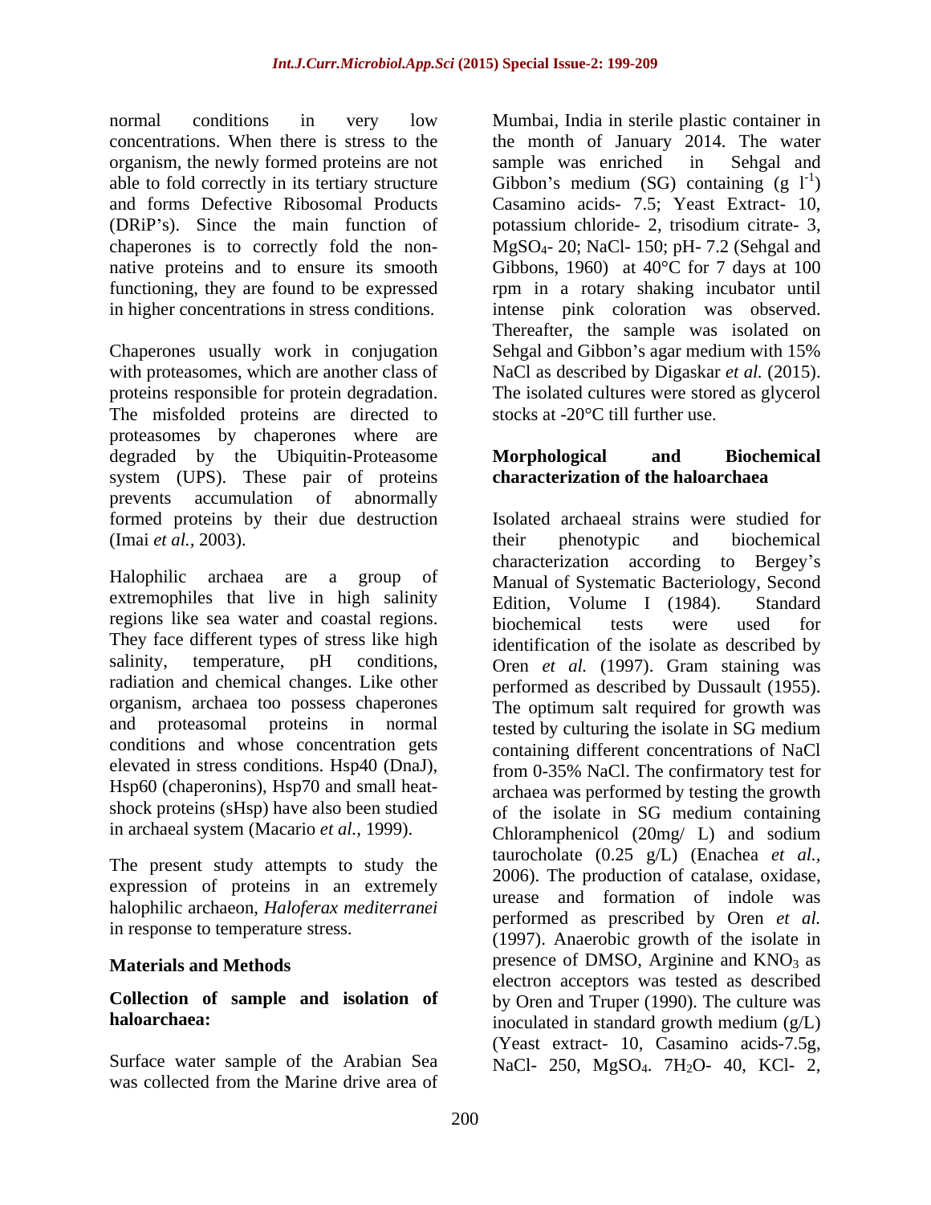normal conditions in very low concentrations. When there is stress to the organism, the newly formed proteins are not able to fold correctly in its tertiary structure and forms Defective Ribosomal Products (DRiP's). Since the main function of chaperones is to correctly fold the non-native proteins and to ensure its smooth functioning, they are found to be expressed in higher concentrations in stress conditions.

Chaperones usually work in conjugation with proteasomes, which are another class of proteins responsible for protein degradation. The misfolded proteins are directed to proteasomes by chaperones where are degraded by the Ubiquitin-Proteasome system (UPS). These pair of proteins prevents accumulation of abnormally formed proteins by their due destruction (Imai *et al.*, 2003).

Halophilic archaea are a group of extremophiles that live in high salinity regions like sea water and coastal regions. They face different types of stress like high salinity, temperature, pH conditions, radiation and chemical changes. Like other organism, archaea too possess chaperones and proteasomal proteins in normal conditions and whose concentration gets elevated in stress conditions. Hsp40 (DnaJ), Hsp60 (chaperonins), Hsp70 and small heat-shock proteins (sHsp) have also been studied in archaeal system (Macario *et al.*, 1999).

The present study attempts to study the expression of proteins in an extremely halophilic archaeon, *Haloferax mediterranei* in response to temperature stress.

## Materials and Methods

### Collection of sample and isolation of haloarchaea:

Surface water sample of the Arabian Sea was collected from the Marine drive area of Mumbai, India in sterile plastic container in the month of January 2014. The water sample was enriched in Sehgal and Gibbon's medium (SG) containing (g $l^{-1}$) Casamino acids- 7.5; Yeast Extract- 10, potassium chloride- 2, trisodium citrate- 3, $MgSO_4$- 20; NaCl- 150; pH- 7.2 (Sehgal and Gibbons, 1960) at 40°C for 7 days at 100 rpm in a rotary shaking incubator until intense pink coloration was observed. Thereafter, the sample was isolated on Sehgal and Gibbon's agar medium with 15% NaCl as described by Digaskar *et al.* (2015). The isolated cultures were stored as glycerol stocks at -20°C till further use.

### Morphological and Biochemical characterization of the haloarchaea

Isolated archaeal strains were studied for their phenotypic and biochemical characterization according to Bergey's Manual of Systematic Bacteriology, Second Edition, Volume I (1984). Standard biochemical tests were used for identification of the isolate as described by Oren *et al.* (1997). Gram staining was performed as described by Dussault (1955). The optimum salt required for growth was tested by culturing the isolate in SG medium containing different concentrations of NaCl from 0-35% NaCl. The confirmatory test for archaea was performed by testing the growth of the isolate in SG medium containing Chloramphenicol (20mg/ L) and sodium taurocholate (0.25 g/L) (Enachea *et al.*, 2006). The production of catalase, oxidase, urease and formation of indole was performed as prescribed by Oren *et al.* (1997). Anaerobic growth of the isolate in presence of DMSO, Arginine and $KNO_3$ as electron acceptors was tested as described by Oren and Truper (1990). The culture was inoculated in standard growth medium (g/L) (Yeast extract- 10, Casamino acids-7.5g, NaCl- 250, $MgSO_4 \cdot 7H_2O$- 40, KCl- 2,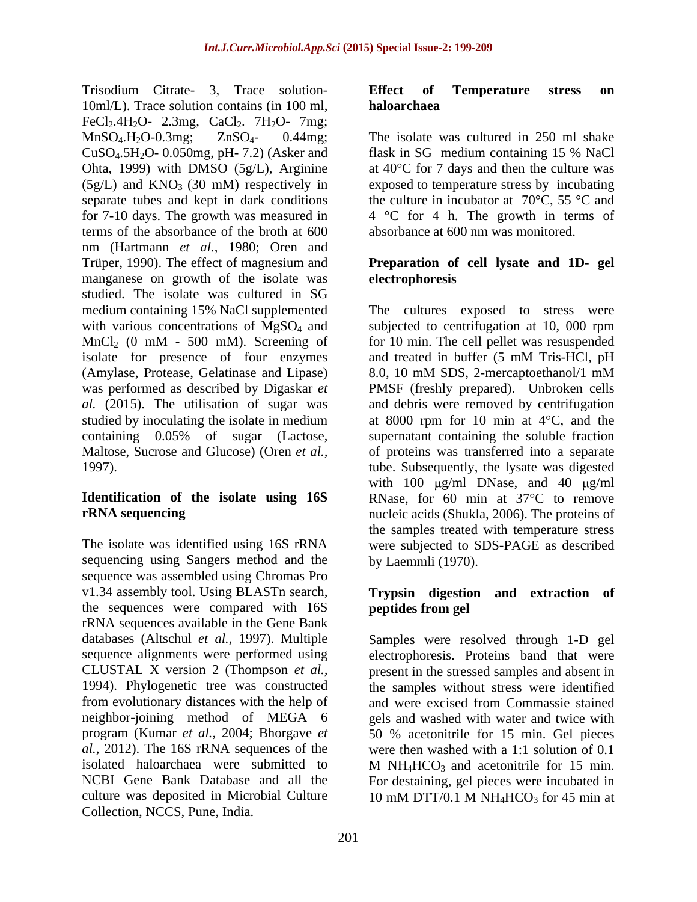Trisodium Citrate- 3, Trace solution- 10ml/L). Trace solution contains (in 100 ml, $FeCl_2.4H_2O$- 2.3mg, $CaCl_2$. $7H_2O$- 7mg; $MnSO_4.H_2O$-0.3mg; $ZnSO_4$- 0.44mg; $CuSO_4.5H_2O$- 0.050mg, pH- 7.2) (Asker and Ohta, 1999) with DMSO (5g/L), Arginine (5g/L) and $KNO_3$ (30 mM) respectively in separate tubes and kept in dark conditions for 7-10 days. The growth was measured in terms of the absorbance of the broth at 600 nm (Hartmann *et al.,* 1980; Oren and Trüper, 1990). The effect of magnesium and manganese on growth of the isolate was studied. The isolate was cultured in SG medium containing 15% NaCl supplemented with various concentrations of $MgSO_4$ and $MnCl_2$ (0 mM - 500 mM). Screening of isolate for presence of four enzymes (Amylase, Protease, Gelatinase and Lipase) was performed as described by Digaskar *et al.* (2015). The utilisation of sugar was studied by inoculating the isolate in medium containing 0.05% of sugar (Lactose, Maltose, Sucrose and Glucose) (Oren *et al.,* 1997).

**Identification of the isolate using 16S rRNA sequencing**

The isolate was identified using 16S rRNA sequencing using Sangers method and the sequence was assembled using Chromas Pro v1.34 assembly tool. Using BLASTn search, the sequences were compared with 16S rRNA sequences available in the Gene Bank databases (Altschul *et al.,* 1997). Multiple sequence alignments were performed using CLUSTAL X version 2 (Thompson *et al.,* 1994). Phylogenetic tree was constructed from evolutionary distances with the help of neighbor-joining method of MEGA 6 program (Kumar *et al.,* 2004; Bhorgave *et al.,* 2012). The 16S rRNA sequences of the isolated haloarchaea were submitted to NCBI Gene Bank Database and all the culture was deposited in Microbial Culture Collection, NCCS, Pune, India.

**Effect of Temperature stress on haloarchaea**

The isolate was cultured in 250 ml shake flask in SG medium containing 15 % NaCl at 40°C for 7 days and then the culture was exposed to temperature stress by incubating the culture in incubator at 70°C, 55 °C and 4 °C for 4 h. The growth in terms of absorbance at 600 nm was monitored.

**Preparation of cell lysate and 1D- gel electrophoresis**

The cultures exposed to stress were subjected to centrifugation at 10, 000 rpm for 10 min. The cell pellet was resuspended and treated in buffer (5 mM Tris-HCl, pH 8.0, 10 mM SDS, 2-mercaptoethanol/1 mM PMSF (freshly prepared). Unbroken cells and debris were removed by centrifugation at 8000 rpm for 10 min at 4°C, and the supernatant containing the soluble fraction of proteins was transferred into a separate tube. Subsequently, the lysate was digested with 100 μg/ml DNase, and 40 μg/ml RNase, for 60 min at 37°C to remove nucleic acids (Shukla, 2006). The proteins of the samples treated with temperature stress were subjected to SDS-PAGE as described by Laemmli (1970).

**Trypsin digestion and extraction of peptides from gel**

Samples were resolved through 1-D gel electrophoresis. Proteins band that were present in the stressed samples and absent in the samples without stress were identified and were excised from Commassie stained gels and washed with water and twice with 50 % acetonitrile for 15 min. Gel pieces were then washed with a 1:1 solution of 0.1 M $NH_4HCO_3$ and acetonitrile for 15 min. For destaining, gel pieces were incubated in 10 mM DTT/0.1 M $NH_4HCO_3$ for 45 min at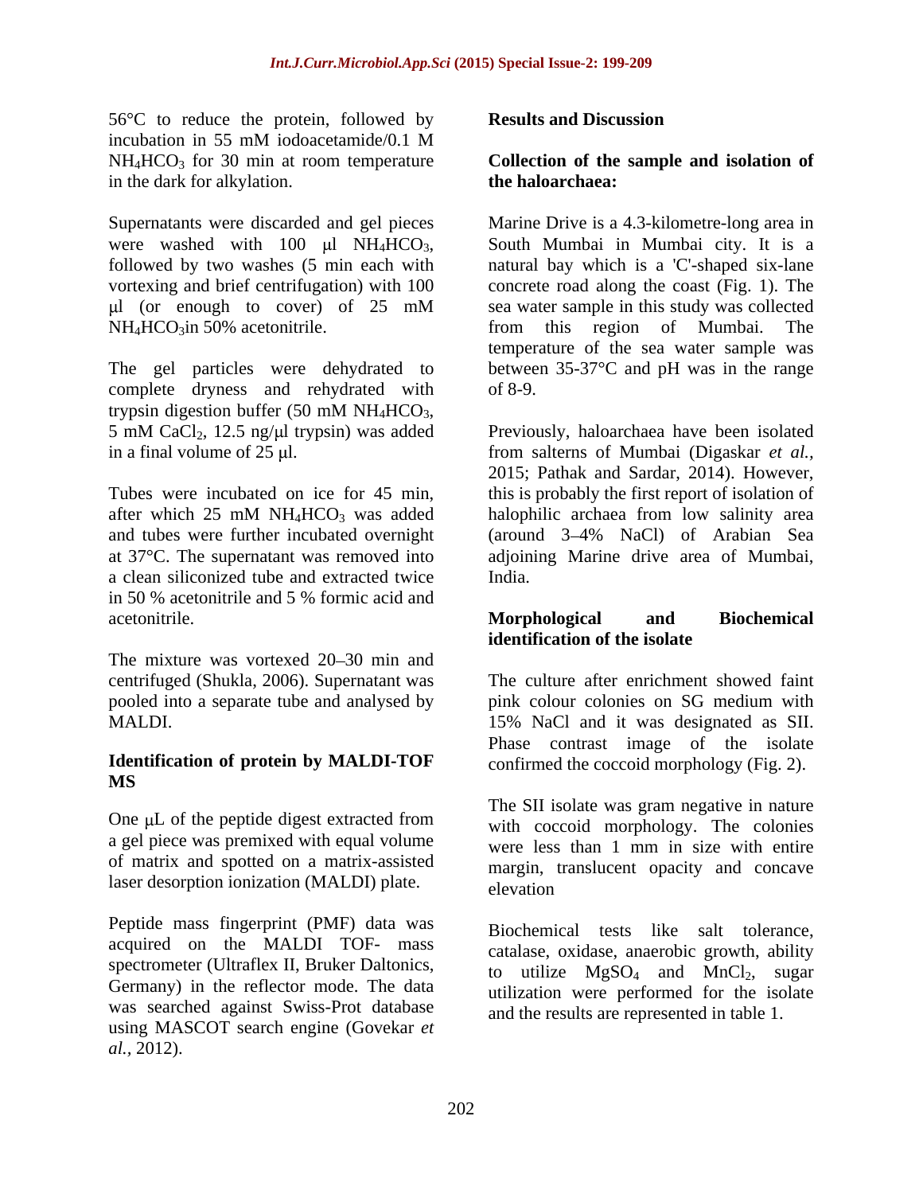56°C to reduce the protein, followed by incubation in 55 mM iodoacetamide/0.1 M $NH_4HCO_3$ for 30 min at room temperature in the dark for alkylation.

Supernatants were discarded and gel pieces were washed with 100 µl $NH_4HCO_3$, followed by two washes (5 min each with vortexing and brief centrifugation) with 100 µl (or enough to cover) of 25 mM $NH_4HCO_3$in 50% acetonitrile.

The gel particles were dehydrated to complete dryness and rehydrated with trypsin digestion buffer (50 mM $NH_4HCO_3$, 5 mM $CaCl_2$, 12.5 ng/µl trypsin) was added in a final volume of 25 µl.

Tubes were incubated on ice for 45 min, after which 25 mM $NH_4HCO_3$ was added and tubes were further incubated overnight at 37°C. The supernatant was removed into a clean siliconized tube and extracted twice in 50 % acetonitrile and 5 % formic acid and acetonitrile.

The mixture was vortexed 20–30 min and centrifuged (Shukla, 2006). Supernatant was pooled into a separate tube and analysed by MALDI.

### Identification of protein by MALDI-TOF MS

One µL of the peptide digest extracted from a gel piece was premixed with equal volume of matrix and spotted on a matrix-assisted laser desorption ionization (MALDI) plate.

Peptide mass fingerprint (PMF) data was acquired on the MALDI TOF- mass spectrometer (Ultraflex II, Bruker Daltonics, Germany) in the reflector mode. The data was searched against Swiss-Prot database using MASCOT search engine (Govekar *et al.,* 2012).

## Results and Discussion

### Collection of the sample and isolation of the haloarchaea:

Marine Drive is a 4.3-kilometre-long area in South Mumbai in Mumbai city. It is a natural bay which is a 'C'-shaped six-lane concrete road along the coast (Fig. 1). The sea water sample in this study was collected from this region of Mumbai. The temperature of the sea water sample was between 35-37°C and pH was in the range of 8-9.

Previously, haloarchaea have been isolated from salterns of Mumbai (Digaskar *et al.,* 2015; Pathak and Sardar, 2014). However, this is probably the first report of isolation of halophilic archaea from low salinity area (around 3–4% NaCl) of Arabian Sea adjoining Marine drive area of Mumbai, India.

### Morphological and Biochemical identification of the isolate

The culture after enrichment showed faint pink colour colonies on SG medium with 15% NaCl and it was designated as SII. Phase contrast image of the isolate confirmed the coccoid morphology (Fig. 2).

The SII isolate was gram negative in nature with coccoid morphology. The colonies were less than 1 mm in size with entire margin, translucent opacity and concave elevation

Biochemical tests like salt tolerance, catalase, oxidase, anaerobic growth, ability to utilize $MgSO_4$ and $MnCl_2$, sugar utilization were performed for the isolate and the results are represented in table 1.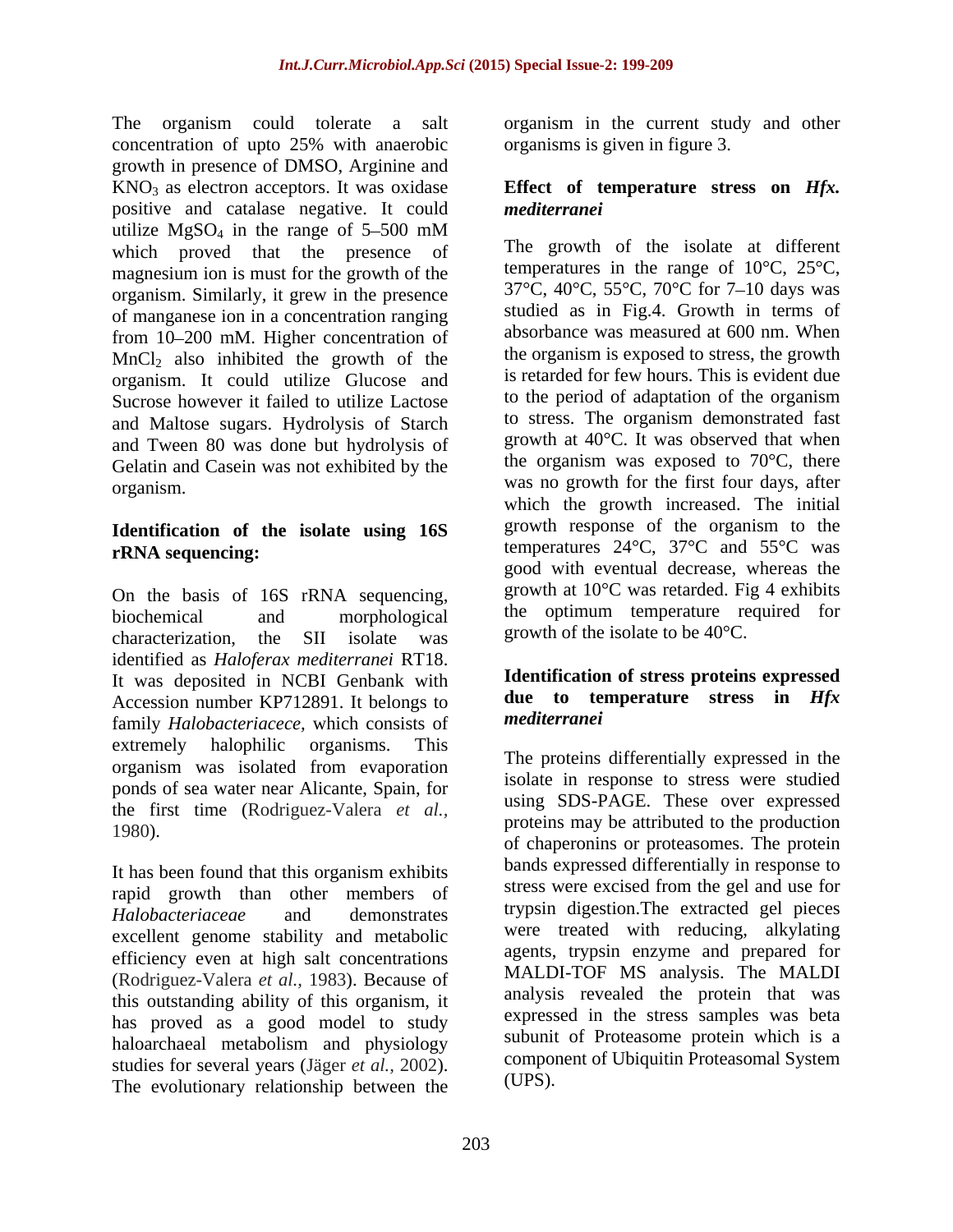The organism could tolerate a salt concentration of upto 25% with anaerobic growth in presence of DMSO, Arginine and $KNO_3$ as electron acceptors. It was oxidase positive and catalase negative. It could utilize $MgSO_4$ in the range of 5–500 mM which proved that the presence of magnesium ion is must for the growth of the organism. Similarly, it grew in the presence of manganese ion in a concentration ranging from 10–200 mM. Higher concentration of $MnCl_2$ also inhibited the growth of the organism. It could utilize Glucose and Sucrose however it failed to utilize Lactose and Maltose sugars. Hydrolysis of Starch and Tween 80 was done but hydrolysis of Gelatin and Casein was not exhibited by the organism.

## Identification of the isolate using 16S rRNA sequencing:

On the basis of 16S rRNA sequencing, biochemical and morphological characterization, the SII isolate was identified as *Haloferax mediterranei* RT18. It was deposited in NCBI Genbank with Accession number KP712891. It belongs to family *Halobacteriacece,* which consists of extremely halophilic organisms. This organism was isolated from evaporation ponds of sea water near Alicante, Spain, for the first time (Rodriguez-Valera *et al.,* 1980).

It has been found that this organism exhibits rapid growth than other members of *Halobacteriaceae* and demonstrates excellent genome stability and metabolic efficiency even at high salt concentrations (Rodriguez-Valera *et al.,* 1983). Because of this outstanding ability of this organism, it has proved as a good model to study haloarchaeal metabolism and physiology studies for several years (Jäger *et al.,* 2002). The evolutionary relationship between the organism in the current study and other organisms is given in figure 3.

## Effect of temperature stress on *Hfx. mediterranei*

The growth of the isolate at different temperatures in the range of 10°C, 25°C, 37°C, 40°C, 55°C, 70°C for 7–10 days was studied as in Fig.4. Growth in terms of absorbance was measured at 600 nm. When the organism is exposed to stress, the growth is retarded for few hours. This is evident due to the period of adaptation of the organism to stress. The organism demonstrated fast growth at 40°C. It was observed that when the organism was exposed to 70°C, there was no growth for the first four days, after which the growth increased. The initial growth response of the organism to the temperatures 24°C, 37°C and 55°C was good with eventual decrease, whereas the growth at 10°C was retarded. Fig 4 exhibits the optimum temperature required for growth of the isolate to be 40°C.

## Identification of stress proteins expressed due to temperature stress in *Hfx mediterranei*

The proteins differentially expressed in the isolate in response to stress were studied using SDS-PAGE. These over expressed proteins may be attributed to the production of chaperonins or proteasomes. The protein bands expressed differentially in response to stress were excised from the gel and use for trypsin digestion.The extracted gel pieces were treated with reducing, alkylating agents, trypsin enzyme and prepared for MALDI-TOF MS analysis. The MALDI analysis revealed the protein that was expressed in the stress samples was beta subunit of Proteasome protein which is a component of Ubiquitin Proteasomal System (UPS).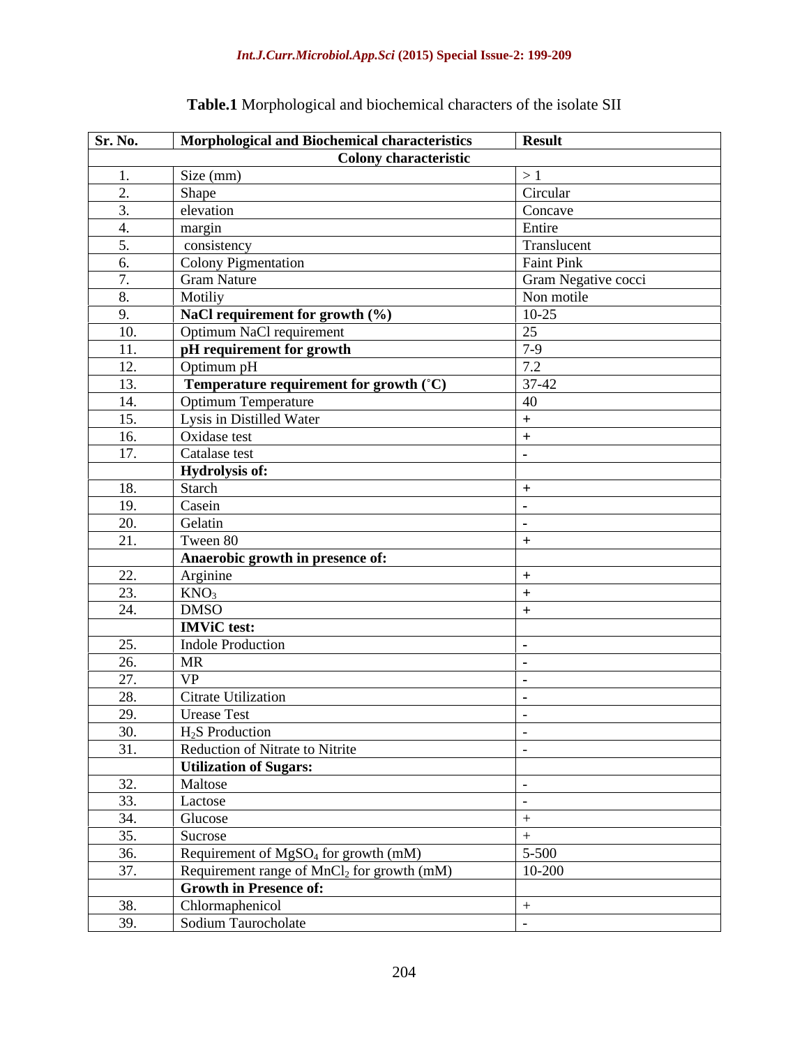**Table.1** Morphological and biochemical characters of the isolate SII

| Sr. No. | Morphological and Biochemical characteristics | Result |
|---|---|---|
| | **Colony characteristic** | |
| 1. | Size (mm) | > 1 |
| 2. | Shape | Circular |
| 3. | elevation | Concave |
| 4. | margin | Entire |
| 5. | consistency | Translucent |
| 6. | Colony Pigmentation | Faint Pink |
| 7. | Gram Nature | Gram Negative cocci |
| 8. | Motiliy | Non motile |
| 9. | **NaCl requirement for growth (%)** | 10-25 |
| 10. | Optimum NaCl requirement | 25 |
| 11. | **pH requirement for growth** | 7-9 |
| 12. | Optimum pH | 7.2 |
| 13. | **Temperature requirement for growth (˚C)** | 37-42 |
| 14. | Optimum Temperature | 40 |
| 15. | Lysis in Distilled Water | + |
| 16. | Oxidase test | + |
| 17. | Catalase test | - |
| | **Hydrolysis of:** | |
| 18. | Starch | + |
| 19. | Casein | - |
| 20. | Gelatin | - |
| 21. | Tween 80 | + |
| | **Anaerobic growth in presence of:** | |
| 22. | Arginine | + |
| 23. | $KNO_3$ | + |
| 24. | DMSO | + |
| | **IMViC test:** | |
| 25. | Indole Production | - |
| 26. | MR | - |
| 27. | VP | - |
| 28. | Citrate Utilization | - |
| 29. | Urease Test | - |
| 30. | $H_2S$ Production | - |
| 31. | Reduction of Nitrate to Nitrite | - |
| | **Utilization of Sugars:** | |
| 32. | Maltose | - |
| 33. | Lactose | - |
| 34. | Glucose | + |
| 35. | Sucrose | + |
| 36. | Requirement of $MgSO_4$ for growth (mM) | 5-500 |
| 37. | Requirement range of $MnCl_2$ for growth (mM) | 10-200 |
| | **Growth in Presence of:** | |
| 38. | Chlormaphenicol | + |
| 39. | Sodium Taurocholate | - |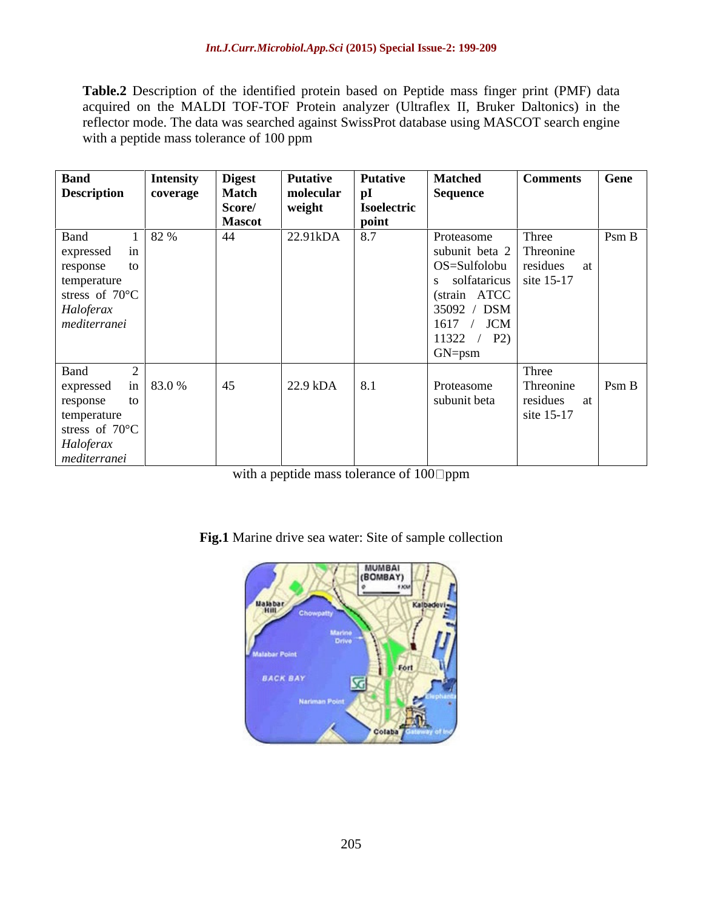**Table.2** Description of the identified protein based on Peptide mass finger print (PMF) data acquired on the MALDI TOF-TOF Protein analyzer (Ultraflex II, Bruker Daltonics) in the reflector mode. The data was searched against SwissProt database using MASCOT search engine with a peptide mass tolerance of 100 ppm

| Band Description | Intensity coverage | Digest Match Score/ Mascot | Putative molecular weight | Putative pI Isoelectric point | Matched Sequence | Comments | Gene |
|---|---|---|---|---|---|---|---|
| Band 1 expressed in response to temperature stress of 70°C *Haloferax mediterranei* | 82 % | 44 | 22.91kDA | 8.7 | Proteasome subunit beta 2 OS=Sulfolobus solfataricus (strain ATCC 35092 / DSM 1617 / JCM 11322 / P2) GN=psm | Three Threonine residues at site 15-17 | Psm B |
| Band 2 expressed in response to temperature stress of 70°C *Haloferax mediterranei* | 83.0 % | 45 | 22.9 kDA | 8.1 | Proteasome subunit beta | Three Threonine residues at site 15-17 | Psm B |

with a peptide mass tolerance of 100 ppm

**Fig.1** Marine drive sea water: Site of sample collection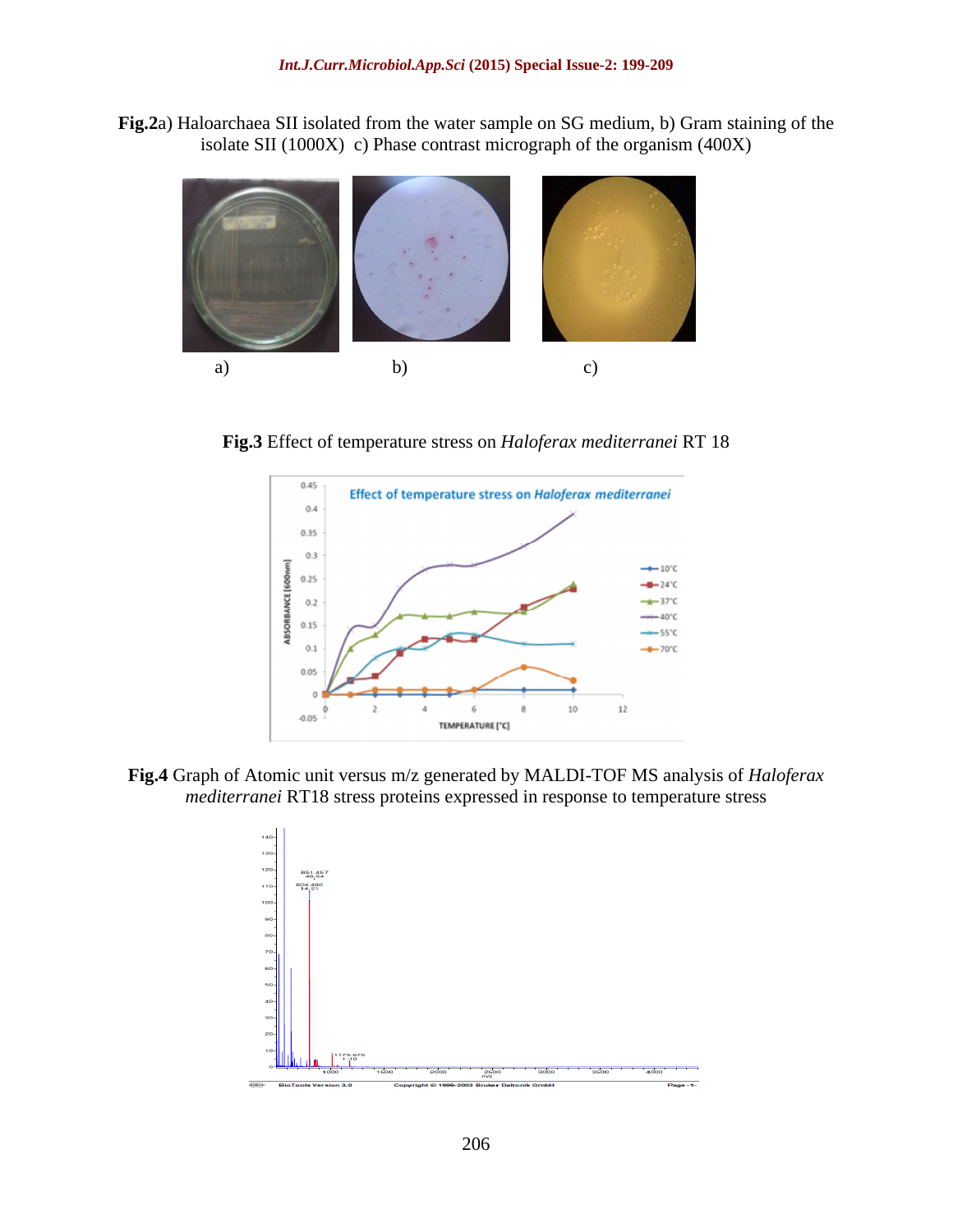**Fig.2**a) Haloarchaea SII isolated from the water sample on SG medium, b) Gram staining of the isolate SII (1000X) c) Phase contrast micrograph of the organism (400X)

a) b) c)

**Fig.3** Effect of temperature stress on *Haloferax mediterranei* RT 18

**Fig.4** Graph of Atomic unit versus m/z generated by MALDI-TOF MS analysis of *Haloferax mediterranei* RT18 stress proteins expressed in response to temperature stress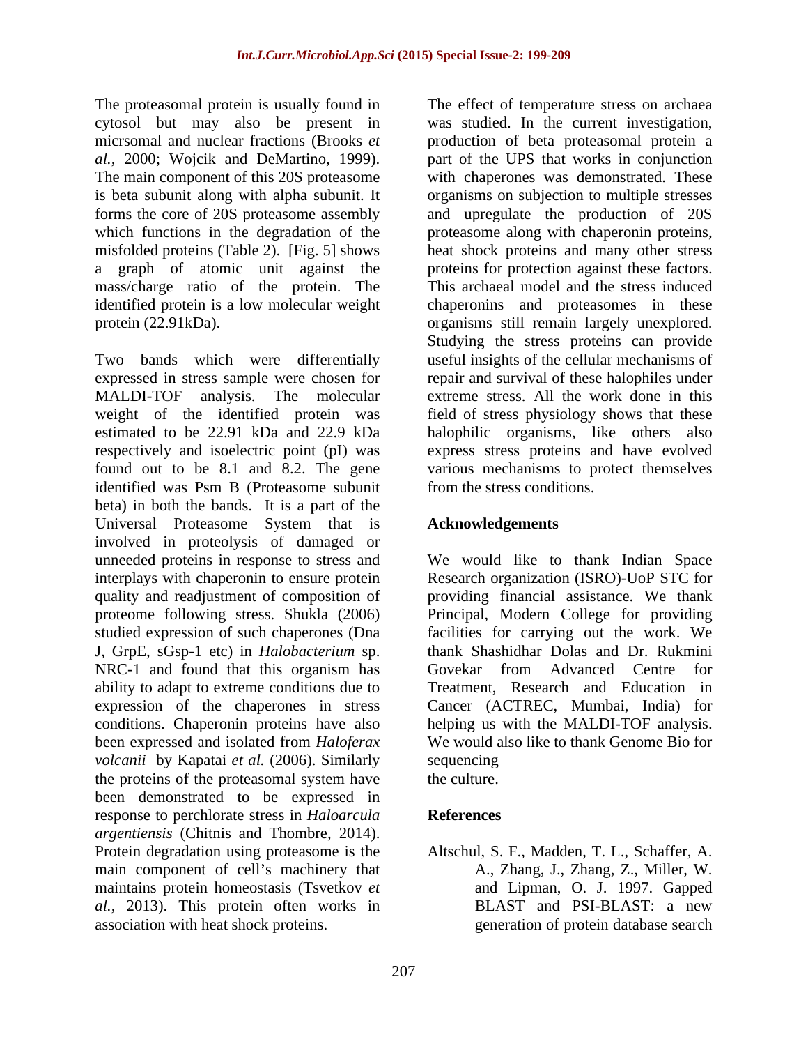The proteasomal protein is usually found in cytosol but may also be present in micrsomal and nuclear fractions (Brooks *et al.,* 2000; Wojcik and DeMartino, 1999). The main component of this 20S proteasome is beta subunit along with alpha subunit. It forms the core of 20S proteasome assembly which functions in the degradation of the misfolded proteins (Table 2). [Fig. 5] shows a graph of atomic unit against the mass/charge ratio of the protein. The identified protein is a low molecular weight protein (22.91kDa).

Two bands which were differentially expressed in stress sample were chosen for MALDI-TOF analysis. The molecular weight of the identified protein was estimated to be 22.91 kDa and 22.9 kDa respectively and isoelectric point (pI) was found out to be 8.1 and 8.2. The gene identified was Psm B (Proteasome subunit beta) in both the bands. It is a part of the Universal Proteasome System that is involved in proteolysis of damaged or unneeded proteins in response to stress and interplays with chaperonin to ensure protein quality and readjustment of composition of proteome following stress. Shukla (2006) studied expression of such chaperones (Dna J, GrpE, sGsp-1 etc) in *Halobacterium* sp. NRC-1 and found that this organism has ability to adapt to extreme conditions due to expression of the chaperones in stress conditions. Chaperonin proteins have also been expressed and isolated from *Haloferax volcanii* by Kapatai *et al.* (2006). Similarly the proteins of the proteasomal system have been demonstrated to be expressed in response to perchlorate stress in *Haloarcula argentiensis* (Chitnis and Thombre, 2014). Protein degradation using proteasome is the main component of cell's machinery that maintains protein homeostasis (Tsvetkov *et al.,* 2013). This protein often works in association with heat shock proteins.

The effect of temperature stress on archaea was studied. In the current investigation, production of beta proteasomal protein a part of the UPS that works in conjunction with chaperones was demonstrated. These organisms on subjection to multiple stresses and upregulate the production of 20S proteasome along with chaperonin proteins, heat shock proteins and many other stress proteins for protection against these factors. This archaeal model and the stress induced chaperonins and proteasomes in these organisms still remain largely unexplored. Studying the stress proteins can provide useful insights of the cellular mechanisms of repair and survival of these halophiles under extreme stress. All the work done in this field of stress physiology shows that these halophilic organisms, like others also express stress proteins and have evolved various mechanisms to protect themselves from the stress conditions.

## Acknowledgements

We would like to thank Indian Space Research organization (ISRO)-UoP STC for providing financial assistance. We thank Principal, Modern College for providing facilities for carrying out the work. We thank Shashidhar Dolas and Dr. Rukmini Govekar from Advanced Centre for Treatment, Research and Education in Cancer (ACTREC, Mumbai, India) for helping us with the MALDI-TOF analysis. We would also like to thank Genome Bio for sequencing the culture.

## References

Altschul, S. F., Madden, T. L., Schaffer, A. A., Zhang, J., Zhang, Z., Miller, W. and Lipman, O. J. 1997. Gapped BLAST and PSI-BLAST: a new generation of protein database search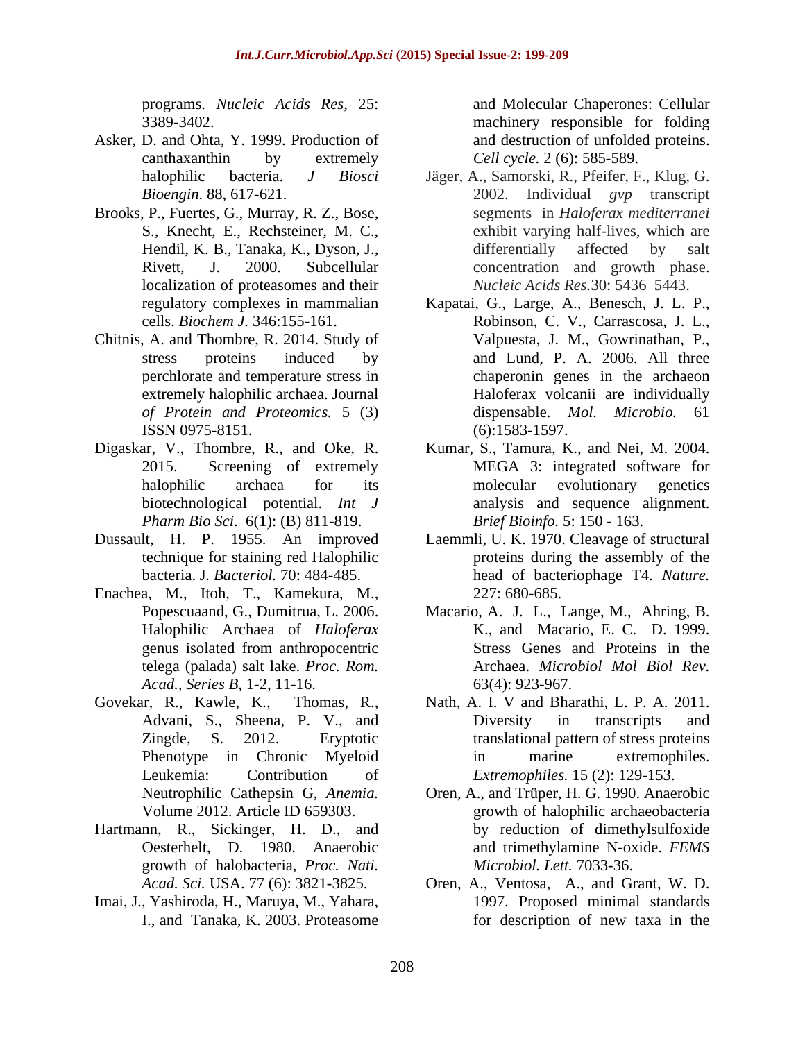programs. *Nucleic Acids Res*, 25: 3389-3402.

Asker, D. and Ohta, Y. 1999. Production of canthaxanthin by extremely halophilic bacteria. *J Biosci Bioengin*. 88, 617-621.

Brooks, P., Fuertes, G., Murray, R. Z., Bose, S., Knecht, E., Rechsteiner, M. C., Hendil, K. B., Tanaka, K., Dyson, J., Rivett, J. 2000. Subcellular localization of proteasomes and their regulatory complexes in mammalian cells. *Biochem J.* 346:155-161.

Chitnis, A. and Thombre, R. 2014. Study of stress proteins induced by perchlorate and temperature stress in extremely halophilic archaea. Journal *of Protein and Proteomics.* 5 (3) ISSN 0975-8151.

Digaskar, V., Thombre, R., and Oke, R. 2015. Screening of extremely halophilic archaea for its biotechnological potential. *Int J Pharm Bio Sci*. 6(1): (B) 811-819.

Dussault, H. P. 1955. An improved technique for staining red Halophilic bacteria. J. *Bacteriol.* 70: 484-485.

Enachea, M., Itoh, T., Kamekura, M., Popescuaand, G., Dumitrua, L. 2006. Halophilic Archaea of *Haloferax* genus isolated from anthropocentric telega (palada) salt lake. *Proc. Rom. Acad., Series B*, 1-2, 11-16.

Govekar, R., Kawle, K., Thomas, R., Advani, S., Sheena, P. V., and Zingde, S. 2012. Eryptotic Phenotype in Chronic Myeloid Leukemia: Contribution of Neutrophilic Cathepsin G, *Anemia.* Volume 2012. Article ID 659303.

Hartmann, R., Sickinger, H. D., and Oesterhelt, D. 1980. Anaerobic growth of halobacteria, *Proc. Nati. Acad. Sci.* USA. 77 (6): 3821-3825.

Imai, J., Yashiroda, H., Maruya, M., Yahara, I., and Tanaka, K. 2003. Proteasome and Molecular Chaperones: Cellular machinery responsible for folding and destruction of unfolded proteins. *Cell cycle.* 2 (6): 585-589.

Jäger, A., Samorski, R., Pfeifer, F., Klug, G. 2002. Individual *gvp* transcript segments in *Haloferax mediterranei* exhibit varying half-lives, which are differentially affected by salt concentration and growth phase. *Nucleic Acids Res.*30: 5436–5443.

Kapatai, G., Large, A., Benesch, J. L. P., Robinson, C. V., Carrascosa, J. L., Valpuesta, J. M., Gowrinathan, P., and Lund, P. A. 2006. All three chaperonin genes in the archaeon Haloferax volcanii are individually dispensable. *Mol. Microbio.* 61 (6):1583-1597.

Kumar, S., Tamura, K., and Nei, M. 2004. MEGA 3: integrated software for molecular evolutionary genetics analysis and sequence alignment. *Brief Bioinfo.* 5: 150 - 163.

Laemmli, U. K. 1970. Cleavage of structural proteins during the assembly of the head of bacteriophage T4. *Nature.* 227: 680-685.

Macario, A. J. L., Lange, M., Ahring, B. K., and Macario, E. C. D. 1999. Stress Genes and Proteins in the Archaea. *Microbiol Mol Biol Rev*. 63(4): 923-967.

Nath, A. I. V and Bharathi, L. P. A. 2011. Diversity in transcripts and translational pattern of stress proteins in marine extremophiles. *Extremophiles.* 15 (2): 129-153.

Oren, A., and Trüper, H. G. 1990. Anaerobic growth of halophilic archaeobacteria by reduction of dimethylsulfoxide and trimethylamine N-oxide. *FEMS Microbiol. Lett.* 7033-36.

Oren, A., Ventosa, A., and Grant, W. D. 1997. Proposed minimal standards for description of new taxa in the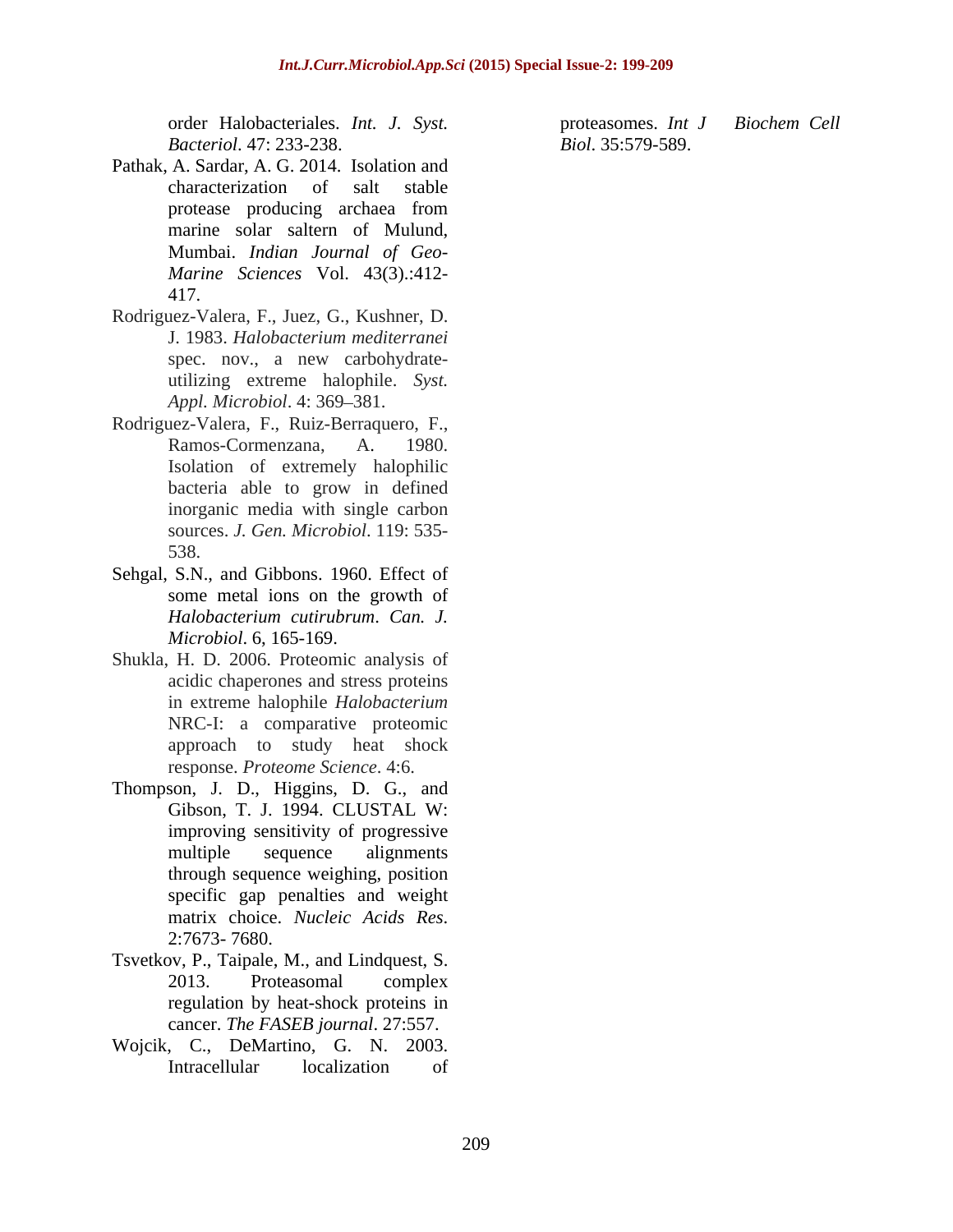order Halobacteriales. *Int. J. Syst. Bacteriol*. 47: 233-238.

Pathak, A. Sardar, A. G. 2014. Isolation and characterization of salt stable protease producing archaea from marine solar saltern of Mulund, Mumbai. *Indian Journal of Geo-Marine Sciences* Vol. 43(3).:412-417.

Rodriguez-Valera, F., Juez, G., Kushner, D. J. 1983. *Halobacterium mediterranei* spec. nov., a new carbohydrate-utilizing extreme halophile. *Syst. Appl. Microbiol*. 4: 369–381.

Rodriguez-Valera, F., Ruiz-Berraquero, F., Ramos-Cormenzana, A. 1980. Isolation of extremely halophilic bacteria able to grow in defined inorganic media with single carbon sources. *J. Gen. Microbiol*. 119: 535-538.

Sehgal, S.N., and Gibbons. 1960. Effect of some metal ions on the growth of *Halobacterium cutirubrum*. *Can. J. Microbiol*. 6, 165-169.

Shukla, H. D. 2006. Proteomic analysis of acidic chaperones and stress proteins in extreme halophile *Halobacterium* NRC-I: a comparative proteomic approach to study heat shock response. *Proteome Science*. 4:6.

Thompson, J. D., Higgins, D. G., and Gibson, T. J. 1994. CLUSTAL W: improving sensitivity of progressive multiple sequence alignments through sequence weighing, position specific gap penalties and weight matrix choice. *Nucleic Acids Res*. 2:7673- 7680.

Tsvetkov, P., Taipale, M., and Lindquest, S. 2013. Proteasomal complex regulation by heat-shock proteins in cancer. *The FASEB journal*. 27:557.

Wojcik, C., DeMartino, G. N. 2003. Intracellular localization of proteasomes. *Int J Biochem Cell Biol*. 35:579-589.